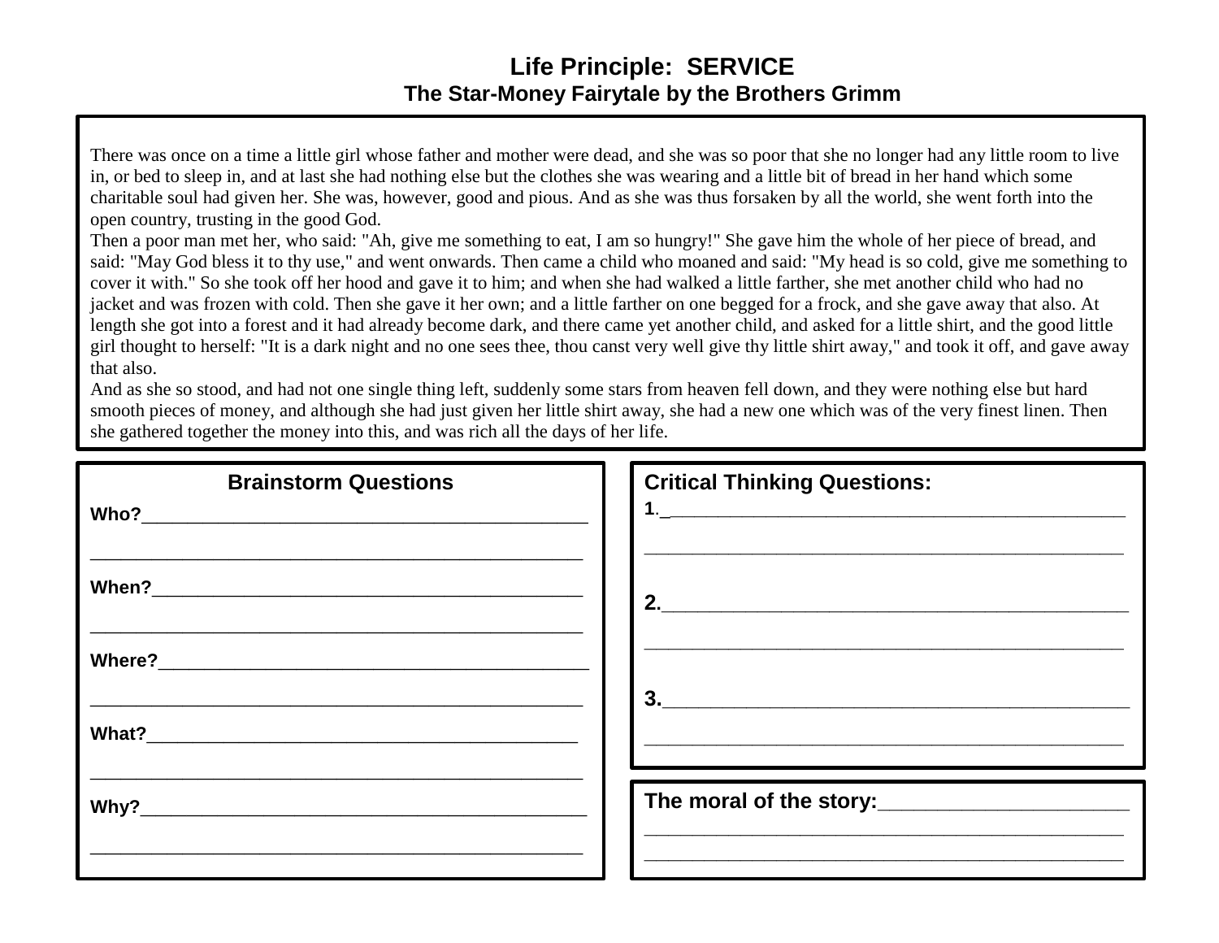# Life Principle: SERVICE

## The Star-Money Fairytale by the Brothers Grimm

There was once on a time a little girl whose father and mother were dead, and she was so poor that she no longer had any little room to live in, or bed to sleep in, and at last she had nothing else but the clothes she was wearing and a little bit of bread in her hand which some charitable soul had given her. She was, however, good and pious. And as she was thus forsaken by all the world, she went forth into the open country, trusting in the good God.

Then a poor man met her, who said: "Ah, give me something to eat, I am so hungry!" She gave him the whole of her piece of bread, and said: "May God bless it to thy use," and went onwards. Then came a child who moaned and said: "My head is so cold, give me something to cover it with." So she took off her hood and gave it to him; and when she had walked a little farther, she met another child who had no jacket and was frozen with cold. Then she gave it her own; and a little farther on one begged for a frock, and she gave away that also. At length she got into a forest and it had already become dark, and there came yet another child, and asked for a little shirt, and the good little girl thought to herself: "It is a dark night and no one sees thee, thou canst very well give thy little shirt away," and took it off, and gave away that also.

And as she so stood, and had not one single thing left, suddenly some stars from heaven fell down, and they were nothing else but hard smooth pieces of money, and although she had just given her little shirt away, she had a new one which was of the very finest linen. Then she gathered together the money into this, and was rich all the days of her life.

### Brainstorm Questions

**Who?**_____________________________________________

_____________________________________________________

**When?**____________________________________________

_____________________________________________________

**Where?**____________________________________________

_____________________________________________________

**What?**_____________________________________________

_____________________________________________________

**Why?**______________________________________________

_____________________________________________________

### Critical Thinking Questions:

**1.**_____________________________________________

_____________________________________________________

**2.**_____________________________________________

_____________________________________________________

**3.**_____________________________________________

_____________________________________________________

### The moral of the story:______________________

_____________________________________________________

_____________________________________________________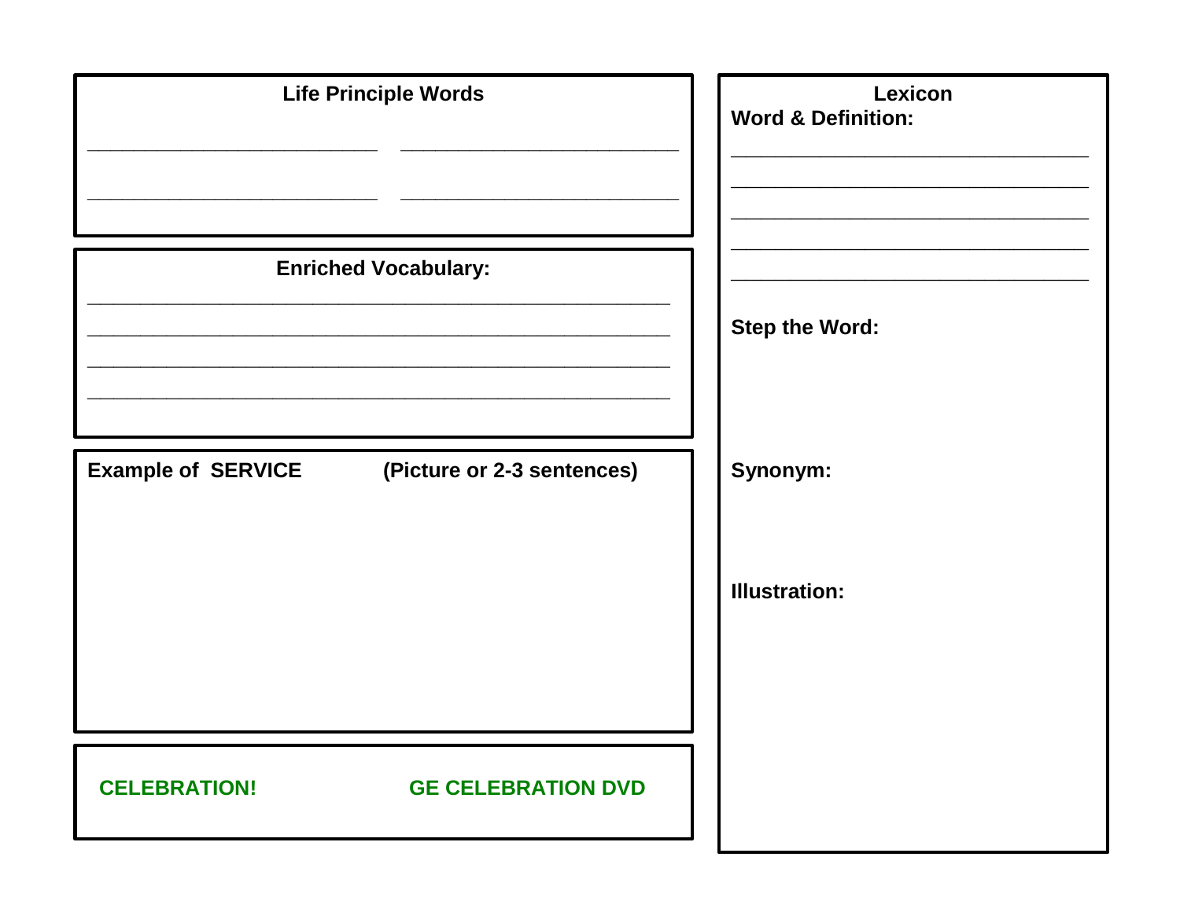**Life Principle Words**

\_\_\_\_\_\_\_\_\_\_\_\_\_\_\_\_\_\_\_\_\_\_\_\_\_\_\_\_\_ \_\_\_\_\_\_\_\_\_\_\_\_\_\_\_\_\_\_\_\_\_\_\_\_\_\_\_\_\_

\_\_\_\_\_\_\_\_\_\_\_\_\_\_\_\_\_\_\_\_\_\_\_\_\_\_\_\_\_ \_\_\_\_\_\_\_\_\_\_\_\_\_\_\_\_\_\_\_\_\_\_\_\_\_\_\_\_\_

**Enriched Vocabulary:**

\_\_\_\_\_\_\_\_\_\_\_\_\_\_\_\_\_\_\_\_\_\_\_\_\_\_\_\_\_\_\_\_\_\_\_\_\_\_\_\_\_\_\_\_\_\_\_\_\_\_\_\_\_\_\_\_\_\_

\_\_\_\_\_\_\_\_\_\_\_\_\_\_\_\_\_\_\_\_\_\_\_\_\_\_\_\_\_\_\_\_\_\_\_\_\_\_\_\_\_\_\_\_\_\_\_\_\_\_\_\_\_\_\_\_\_\_

\_\_\_\_\_\_\_\_\_\_\_\_\_\_\_\_\_\_\_\_\_\_\_\_\_\_\_\_\_\_\_\_\_\_\_\_\_\_\_\_\_\_\_\_\_\_\_\_\_\_\_\_\_\_\_\_\_\_

\_\_\_\_\_\_\_\_\_\_\_\_\_\_\_\_\_\_\_\_\_\_\_\_\_\_\_\_\_\_\_\_\_\_\_\_\_\_\_\_\_\_\_\_\_\_\_\_\_\_\_\_\_\_\_\_\_\_

**Example of SERVICE** **(Picture or 2-3 sentences)**

**CELEBRATION!** **GE CELEBRATION DVD**

**Lexicon**

**Word & Definition:**

\_\_\_\_\_\_\_\_\_\_\_\_\_\_\_\_\_\_\_\_\_\_\_\_\_\_\_\_\_\_\_\_\_\_\_\_

\_\_\_\_\_\_\_\_\_\_\_\_\_\_\_\_\_\_\_\_\_\_\_\_\_\_\_\_\_\_\_\_\_\_\_\_

\_\_\_\_\_\_\_\_\_\_\_\_\_\_\_\_\_\_\_\_\_\_\_\_\_\_\_\_\_\_\_\_\_\_\_\_

\_\_\_\_\_\_\_\_\_\_\_\_\_\_\_\_\_\_\_\_\_\_\_\_\_\_\_\_\_\_\_\_\_\_\_\_

\_\_\_\_\_\_\_\_\_\_\_\_\_\_\_\_\_\_\_\_\_\_\_\_\_\_\_\_\_\_\_\_\_\_\_\_

**Step the Word:**

**Synonym:**

**Illustration:**